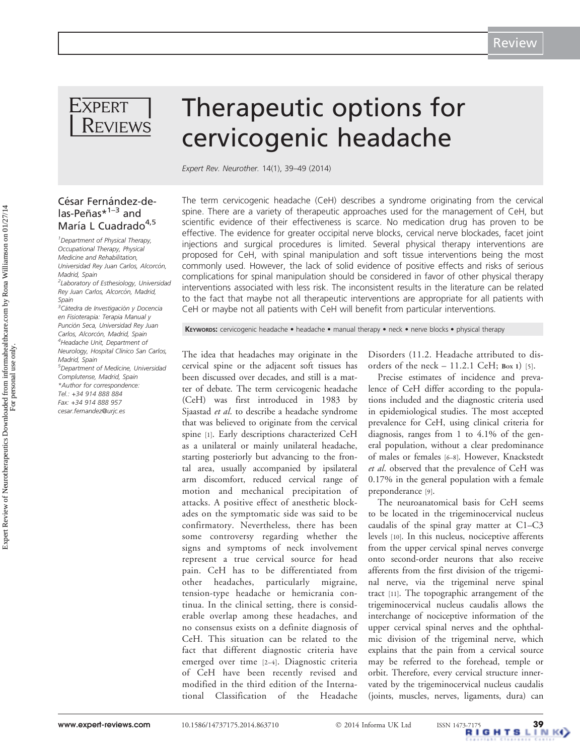# Therapeutic options for cervicogenic headache

*Expert Rev. Neurother.* 14(1), 39–49 (2014)

**César Fernández-de-las-Peñas***[1–3] **and María L Cuadrado**[4,5]

[1]Department of Physical Therapy, Occupational Therapy, Physical Medicine and Rehabilitation, Universidad Rey Juan Carlos, Alcorcón, Madrid, Spain
[2]Laboratory of Esthesiology, Universidad Rey Juan Carlos, Alcorcón, Madrid, Spain
[3]Cátedra de Investigación y Docencia en Fisioterapia: Terapia Manual y Punción Seca, Universidad Rey Juan Carlos, Alcorcón, Madrid, Spain
[4]Headache Unit, Department of Neurology, Hospital Clínico San Carlos, Madrid, Spain
[5]Department of Medicine, Universidad Complutense, Madrid, Spain
*Author for correspondence:
Tel.: +34 914 888 884
Fax: +34 914 888 957
cesar.fernandez@urjc.es

The term cervicogenic headache (CeH) describes a syndrome originating from the cervical spine. There are a variety of therapeutic approaches used for the management of CeH, but scientific evidence of their effectiveness is scarce. No medication drug has proven to be effective. The evidence for greater occipital nerve blocks, cervical nerve blockades, facet joint injections and surgical procedures is limited. Several physical therapy interventions are proposed for CeH, with spinal manipulation and soft tissue interventions being the most commonly used. However, the lack of solid evidence of positive effects and risks of serious complications for spinal manipulation should be considered in favor of other physical therapy interventions associated with less risk. The inconsistent results in the literature can be related to the fact that maybe not all therapeutic interventions are appropriate for all patients with CeH or maybe not all patients with CeH will benefit from particular interventions.

**Keywords:** cervicogenic headache • headache • manual therapy • neck • nerve blocks • physical therapy

The idea that headaches may originate in the cervical spine or the adjacent soft tissues has been discussed over decades, and still is a matter of debate. The term cervicogenic headache (CeH) was first introduced in 1983 by Sjaastad *et al.* to describe a headache syndrome that was believed to originate from the cervical spine [1]. Early descriptions characterized CeH as a unilateral or mainly unilateral headache, starting posteriorly but advancing to the frontal area, usually accompanied by ipsilateral arm discomfort, reduced cervical range of motion and mechanical precipitation of attacks. A positive effect of anesthetic blockades on the symptomatic side was said to be confirmatory. Nevertheless, there has been some controversy regarding whether the signs and symptoms of neck involvement represent a true cervical source for head pain. CeH has to be differentiated from other headaches, particularly migraine, tension-type headache or hemicrania continua. In the clinical setting, there is considerable overlap among these headaches, and no consensus exists on a definite diagnosis of CeH. This situation can be related to the fact that different diagnostic criteria have emerged over time [2–4]. Diagnostic criteria of CeH have been recently revised and modified in the third edition of the International Classification of the Headache Disorders (11.2. Headache attributed to disorders of the neck – 11.2.1 CeH; Box 1) [5].

Precise estimates of incidence and prevalence of CeH differ according to the populations included and the diagnostic criteria used in epidemiological studies. The most accepted prevalence for CeH, using clinical criteria for diagnosis, ranges from 1 to 4.1% of the general population, without a clear predominance of males or females [6–8]. However, Knackstedt *et al.* observed that the prevalence of CeH was 0.17% in the general population with a female preponderance [9].

The neuroanatomical basis for CeH seems to be located in the trigeminocervical nucleus caudalis of the spinal gray matter at C1–C3 levels [10]. In this nucleus, nociceptive afferents from the upper cervical spinal nerves converge onto second-order neurons that also receive afferents from the first division of the trigeminal nerve, via the trigeminal nerve spinal tract [11]. The topographic arrangement of the trigeminocervical nucleus caudalis allows the interchange of nociceptive information of the upper cervical spinal nerves and the ophthalmic division of the trigeminal nerve, which explains that the pain from a cervical source may be referred to the forehead, temple or orbit. Therefore, every cervical structure innervated by the trigeminocervical nucleus caudalis (joints, muscles, nerves, ligaments, dura) can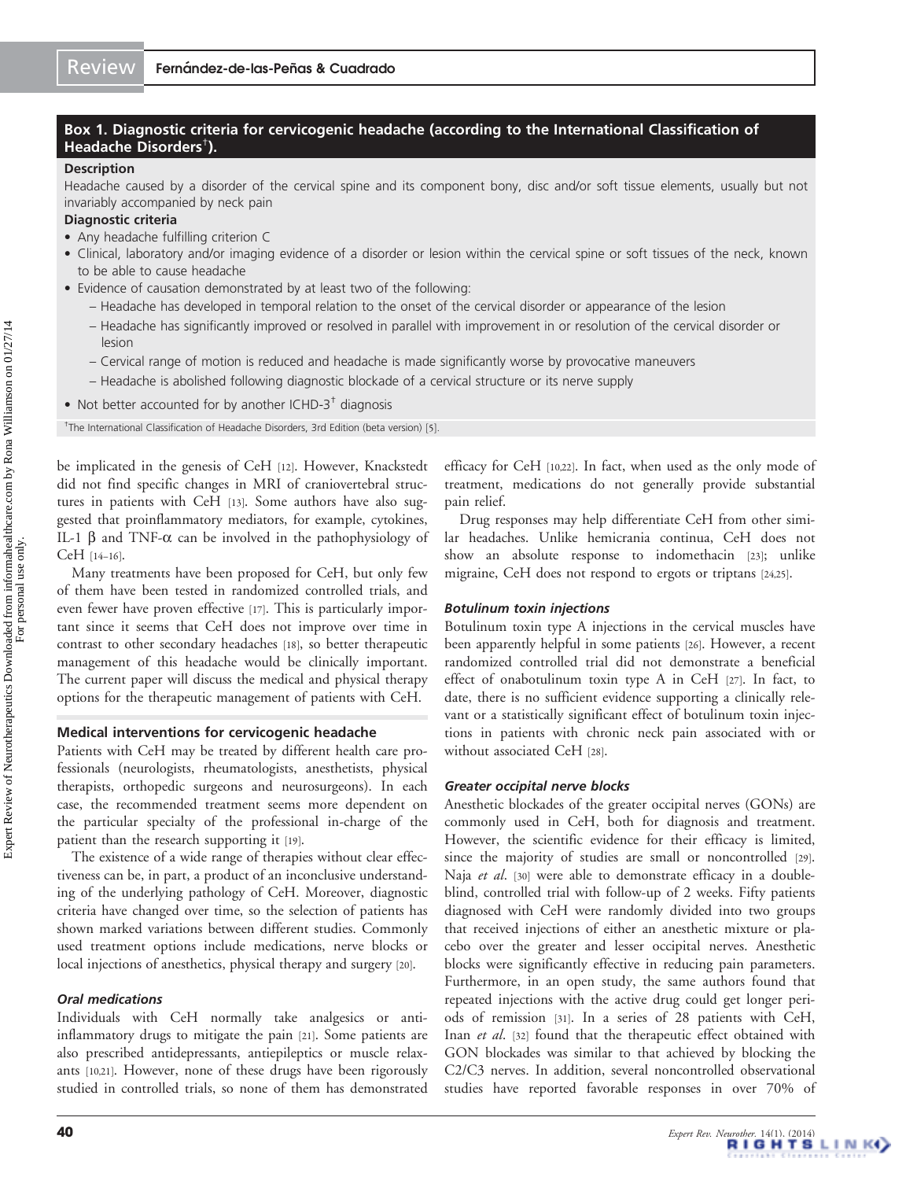**Box 1. Diagnostic criteria for cervicogenic headache (according to the International Classification of Headache Disorders[†]).**

**Description**

Headache caused by a disorder of the cervical spine and its component bony, disc and/or soft tissue elements, usually but not invariably accompanied by neck pain

**Diagnostic criteria**

- Any headache fulfilling criterion C
- Clinical, laboratory and/or imaging evidence of a disorder or lesion within the cervical spine or soft tissues of the neck, known to be able to cause headache
- Evidence of causation demonstrated by at least two of the following:
  - Headache has developed in temporal relation to the onset of the cervical disorder or appearance of the lesion
  - Headache has significantly improved or resolved in parallel with improvement in or resolution of the cervical disorder or lesion
  - Cervical range of motion is reduced and headache is made significantly worse by provocative maneuvers
  - Headache is abolished following diagnostic blockade of a cervical structure or its nerve supply
- Not better accounted for by another ICHD-3[†] diagnosis

[†]The International Classification of Headache Disorders, 3rd Edition (beta version) [5].

be implicated in the genesis of CeH [12]. However, Knackstedt did not find specific changes in MRI of craniovertebral structures in patients with CeH [13]. Some authors have also suggested that proinflammatory mediators, for example, cytokines, IL-1 β and TNF-α can be involved in the pathophysiology of CeH [14–16].

Many treatments have been proposed for CeH, but only few of them have been tested in randomized controlled trials, and even fewer have proven effective [17]. This is particularly important since it seems that CeH does not improve over time in contrast to other secondary headaches [18], so better therapeutic management of this headache would be clinically important. The current paper will discuss the medical and physical therapy options for the therapeutic management of patients with CeH.

## Medical interventions for cervicogenic headache

Patients with CeH may be treated by different health care professionals (neurologists, rheumatologists, anesthetists, physical therapists, orthopedic surgeons and neurosurgeons). In each case, the recommended treatment seems more dependent on the particular specialty of the professional in-charge of the patient than the research supporting it [19].

The existence of a wide range of therapies without clear effectiveness can be, in part, a product of an inconclusive understanding of the underlying pathology of CeH. Moreover, diagnostic criteria have changed over time, so the selection of patients has shown marked variations between different studies. Commonly used treatment options include medications, nerve blocks or local injections of anesthetics, physical therapy and surgery [20].

### *Oral medications*

Individuals with CeH normally take analgesics or anti-inflammatory drugs to mitigate the pain [21]. Some patients are also prescribed antidepressants, antiepileptics or muscle relaxants [10,21]. However, none of these drugs have been rigorously studied in controlled trials, so none of them has demonstrated efficacy for CeH [10,22]. In fact, when used as the only mode of treatment, medications do not generally provide substantial pain relief.

Drug responses may help differentiate CeH from other similar headaches. Unlike hemicrania continua, CeH does not show an absolute response to indomethacin [23]; unlike migraine, CeH does not respond to ergots or triptans [24,25].

### *Botulinum toxin injections*

Botulinum toxin type A injections in the cervical muscles have been apparently helpful in some patients [26]. However, a recent randomized controlled trial did not demonstrate a beneficial effect of onabotulinum toxin type A in CeH [27]. In fact, to date, there is no sufficient evidence supporting a clinically relevant or a statistically significant effect of botulinum toxin injections in patients with chronic neck pain associated with or without associated CeH [28].

### *Greater occipital nerve blocks*

Anesthetic blockades of the greater occipital nerves (GONs) are commonly used in CeH, both for diagnosis and treatment. However, the scientific evidence for their efficacy is limited, since the majority of studies are small or noncontrolled [29]. Naja *et al.* [30] were able to demonstrate efficacy in a double-blind, controlled trial with follow-up of 2 weeks. Fifty patients diagnosed with CeH were randomly divided into two groups that received injections of either an anesthetic mixture or placebo over the greater and lesser occipital nerves. Anesthetic blocks were significantly effective in reducing pain parameters. Furthermore, in an open study, the same authors found that repeated injections with the active drug could get longer periods of remission [31]. In a series of 28 patients with CeH, Inan *et al.* [32] found that the therapeutic effect obtained with GON blockades was similar to that achieved by blocking the C2/C3 nerves. In addition, several noncontrolled observational studies have reported favorable responses in over 70% of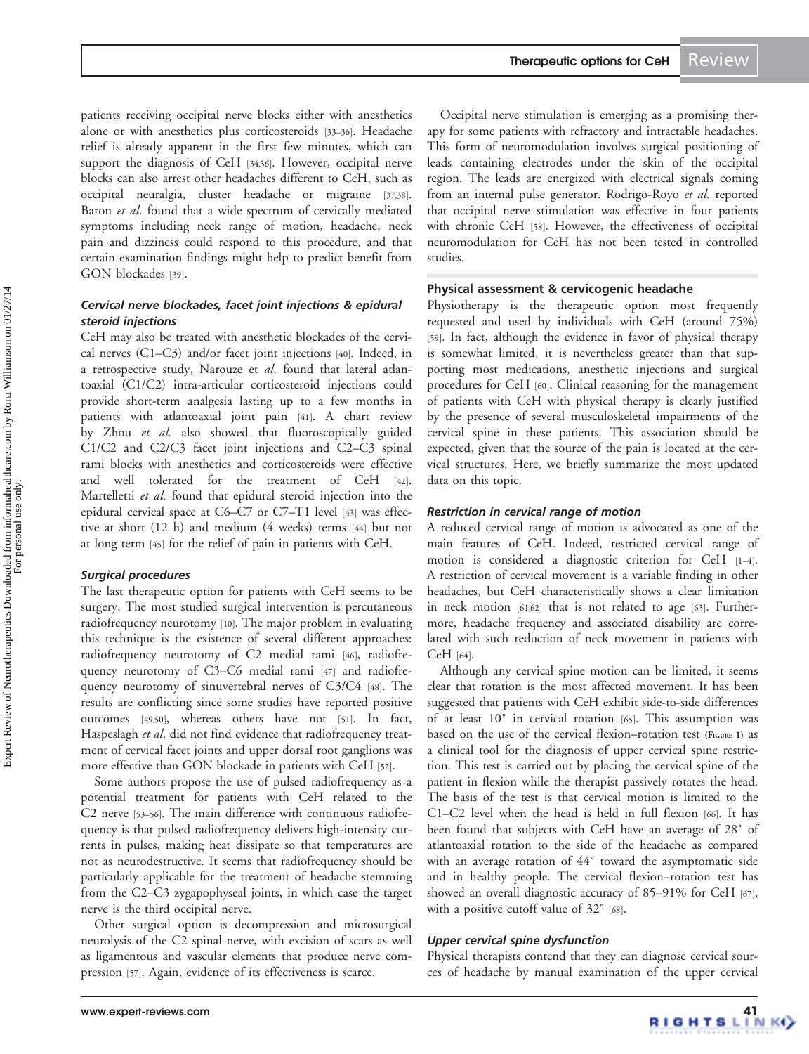patients receiving occipital nerve blocks either with anesthetics alone or with anesthetics plus corticosteroids [33–36]. Headache relief is already apparent in the first few minutes, which can support the diagnosis of CeH [34,36]. However, occipital nerve blocks can also arrest other headaches different to CeH, such as occipital neuralgia, cluster headache or migraine [37,38]. Baron *et al.* found that a wide spectrum of cervically mediated symptoms including neck range of motion, headache, neck pain and dizziness could respond to this procedure, and that certain examination findings might help to predict benefit from GON blockades [39].

### *Cervical nerve blockades, facet joint injections & epidural steroid injections*

CeH may also be treated with anesthetic blockades of the cervical nerves (C1–C3) and/or facet joint injections [40]. Indeed, in a retrospective study, Narouze et *al.* found that lateral atlantoaxial (C1/C2) intra-articular corticosteroid injections could provide short-term analgesia lasting up to a few months in patients with atlantoaxial joint pain [41]. A chart review by Zhou *et al.* also showed that fluoroscopically guided C1/C2 and C2/C3 facet joint injections and C2–C3 spinal rami blocks with anesthetics and corticosteroids were effective and well tolerated for the treatment of CeH [42]. Martelletti *et al.* found that epidural steroid injection into the epidural cervical space at C6–C7 or C7–T1 level [43] was effective at short (12 h) and medium (4 weeks) terms [44] but not at long term [45] for the relief of pain in patients with CeH.

### *Surgical procedures*

The last therapeutic option for patients with CeH seems to be surgery. The most studied surgical intervention is percutaneous radiofrequency neurotomy [10]. The major problem in evaluating this technique is the existence of several different approaches: radiofrequency neurotomy of C2 medial rami [46], radiofrequency neurotomy of C3–C6 medial rami [47] and radiofrequency neurotomy of sinuvertebral nerves of C3/C4 [48]. The results are conflicting since some studies have reported positive outcomes [49,50], whereas others have not [51]. In fact, Haspeslagh *et al.* did not find evidence that radiofrequency treatment of cervical facet joints and upper dorsal root ganglions was more effective than GON blockade in patients with CeH [52].

Some authors propose the use of pulsed radiofrequency as a potential treatment for patients with CeH related to the C2 nerve [53–56]. The main difference with continuous radiofrequency is that pulsed radiofrequency delivers high-intensity currents in pulses, making heat dissipate so that temperatures are not as neurodestructive. It seems that radiofrequency should be particularly applicable for the treatment of headache stemming from the C2–C3 zygapophyseal joints, in which case the target nerve is the third occipital nerve.

Other surgical option is decompression and microsurgical neurolysis of the C2 spinal nerve, with excision of scars as well as ligamentous and vascular elements that produce nerve compression [57]. Again, evidence of its effectiveness is scarce.

Occipital nerve stimulation is emerging as a promising therapy for some patients with refractory and intractable headaches. This form of neuromodulation involves surgical positioning of leads containing electrodes under the skin of the occipital region. The leads are energized with electrical signals coming from an internal pulse generator. Rodrigo-Royo *et al.* reported that occipital nerve stimulation was effective in four patients with chronic CeH [58]. However, the effectiveness of occipital neuromodulation for CeH has not been tested in controlled studies.

## Physical assessment & cervicogenic headache

Physiotherapy is the therapeutic option most frequently requested and used by individuals with CeH (around 75%) [59]. In fact, although the evidence in favor of physical therapy is somewhat limited, it is nevertheless greater than that supporting most medications, anesthetic injections and surgical procedures for CeH [60]. Clinical reasoning for the management of patients with CeH with physical therapy is clearly justified by the presence of several musculoskeletal impairments of the cervical spine in these patients. This association should be expected, given that the source of the pain is located at the cervical structures. Here, we briefly summarize the most updated data on this topic.

### *Restriction in cervical range of motion*

A reduced cervical range of motion is advocated as one of the main features of CeH. Indeed, restricted cervical range of motion is considered a diagnostic criterion for CeH [1–4]. A restriction of cervical movement is a variable finding in other headaches, but CeH characteristically shows a clear limitation in neck motion [61,62] that is not related to age [63]. Furthermore, headache frequency and associated disability are correlated with such reduction of neck movement in patients with CeH [64].

Although any cervical spine motion can be limited, it seems clear that rotation is the most affected movement. It has been suggested that patients with CeH exhibit side-to-side differences of at least 10° in cervical rotation [65]. This assumption was based on the use of the cervical flexion–rotation test (Figure 1) as a clinical tool for the diagnosis of upper cervical spine restriction. This test is carried out by placing the cervical spine of the patient in flexion while the therapist passively rotates the head. The basis of the test is that cervical motion is limited to the C1–C2 level when the head is held in full flexion [66]. It has been found that subjects with CeH have an average of 28° of atlantoaxial rotation to the side of the headache as compared with an average rotation of 44° toward the asymptomatic side and in healthy people. The cervical flexion–rotation test has showed an overall diagnostic accuracy of 85–91% for CeH [67], with a positive cutoff value of 32° [68].

### *Upper cervical spine dysfunction*

Physical therapists contend that they can diagnose cervical sources of headache by manual examination of the upper cervical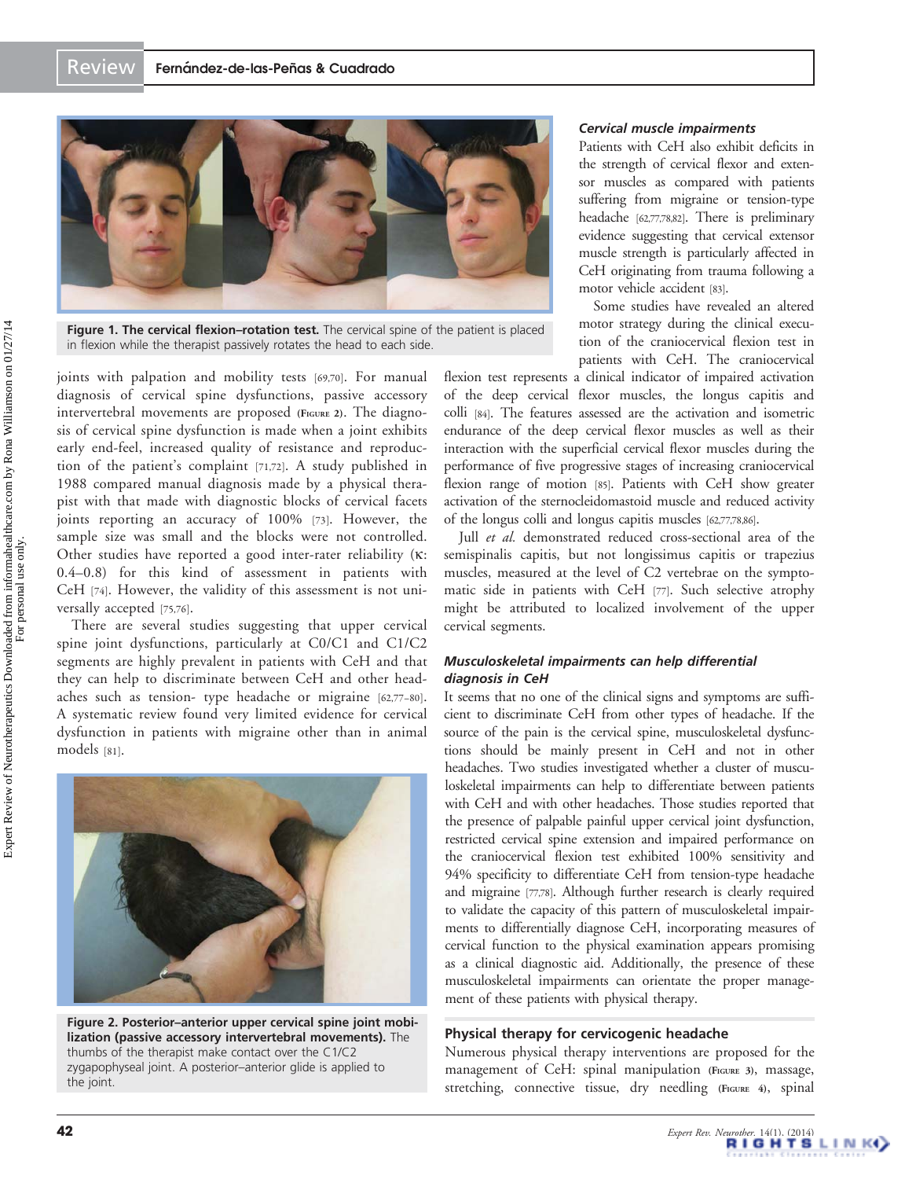**Figure 1. The cervical flexion–rotation test.** The cervical spine of the patient is placed in flexion while the therapist passively rotates the head to each side.

joints with palpation and mobility tests [69,70]. For manual diagnosis of cervical spine dysfunctions, passive accessory intervertebral movements are proposed (Figure 2). The diagnosis of cervical spine dysfunction is made when a joint exhibits early end-feel, increased quality of resistance and reproduction of the patient's complaint [71,72]. A study published in 1988 compared manual diagnosis made by a physical therapist with that made with diagnostic blocks of cervical facets joints reporting an accuracy of 100% [73]. However, the sample size was small and the blocks were not controlled. Other studies have reported a good inter-rater reliability (κ: 0.4–0.8) for this kind of assessment in patients with CeH [74]. However, the validity of this assessment is not universally accepted [75,76].

There are several studies suggesting that upper cervical spine joint dysfunctions, particularly at C0/C1 and C1/C2 segments are highly prevalent in patients with CeH and that they can help to discriminate between CeH and other headaches such as tension- type headache or migraine [62,77–80]. A systematic review found very limited evidence for cervical dysfunction in patients with migraine other than in animal models [81].

**Figure 2. Posterior–anterior upper cervical spine joint mobilization (passive accessory intervertebral movements).** The thumbs of the therapist make contact over the C1/C2 zygapophyseal joint. A posterior–anterior glide is applied to the joint.

### *Cervical muscle impairments*

Patients with CeH also exhibit deficits in the strength of cervical flexor and extensor muscles as compared with patients suffering from migraine or tension-type headache [62,77,78,82]. There is preliminary evidence suggesting that cervical extensor muscle strength is particularly affected in CeH originating from trauma following a motor vehicle accident [83].

Some studies have revealed an altered motor strategy during the clinical execution of the craniocervical flexion test in patients with CeH. The craniocervical flexion test represents a clinical indicator of impaired activation of the deep cervical flexor muscles, the longus capitis and colli [84]. The features assessed are the activation and isometric endurance of the deep cervical flexor muscles as well as their interaction with the superficial cervical flexor muscles during the performance of five progressive stages of increasing craniocervical flexion range of motion [85]. Patients with CeH show greater activation of the sternocleidomastoid muscle and reduced activity of the longus colli and longus capitis muscles [62,77,78,86].

Jull *et al.* demonstrated reduced cross-sectional area of the semispinalis capitis, but not longissimus capitis or trapezius muscles, measured at the level of C2 vertebrae on the symptomatic side in patients with CeH [77]. Such selective atrophy might be attributed to localized involvement of the upper cervical segments.

### *Musculoskeletal impairments can help differential diagnosis in CeH*

It seems that no one of the clinical signs and symptoms are sufficient to discriminate CeH from other types of headache. If the source of the pain is the cervical spine, musculoskeletal dysfunctions should be mainly present in CeH and not in other headaches. Two studies investigated whether a cluster of musculoskeletal impairments can help to differentiate between patients with CeH and with other headaches. Those studies reported that the presence of palpable painful upper cervical joint dysfunction, restricted cervical spine extension and impaired performance on the craniocervical flexion test exhibited 100% sensitivity and 94% specificity to differentiate CeH from tension-type headache and migraine [77,78]. Although further research is clearly required to validate the capacity of this pattern of musculoskeletal impairments to differentially diagnose CeH, incorporating measures of cervical function to the physical examination appears promising as a clinical diagnostic aid. Additionally, the presence of these musculoskeletal impairments can orientate the proper management of these patients with physical therapy.

## Physical therapy for cervicogenic headache

Numerous physical therapy interventions are proposed for the management of CeH: spinal manipulation (Figure 3), massage, stretching, connective tissue, dry needling (Figure 4), spinal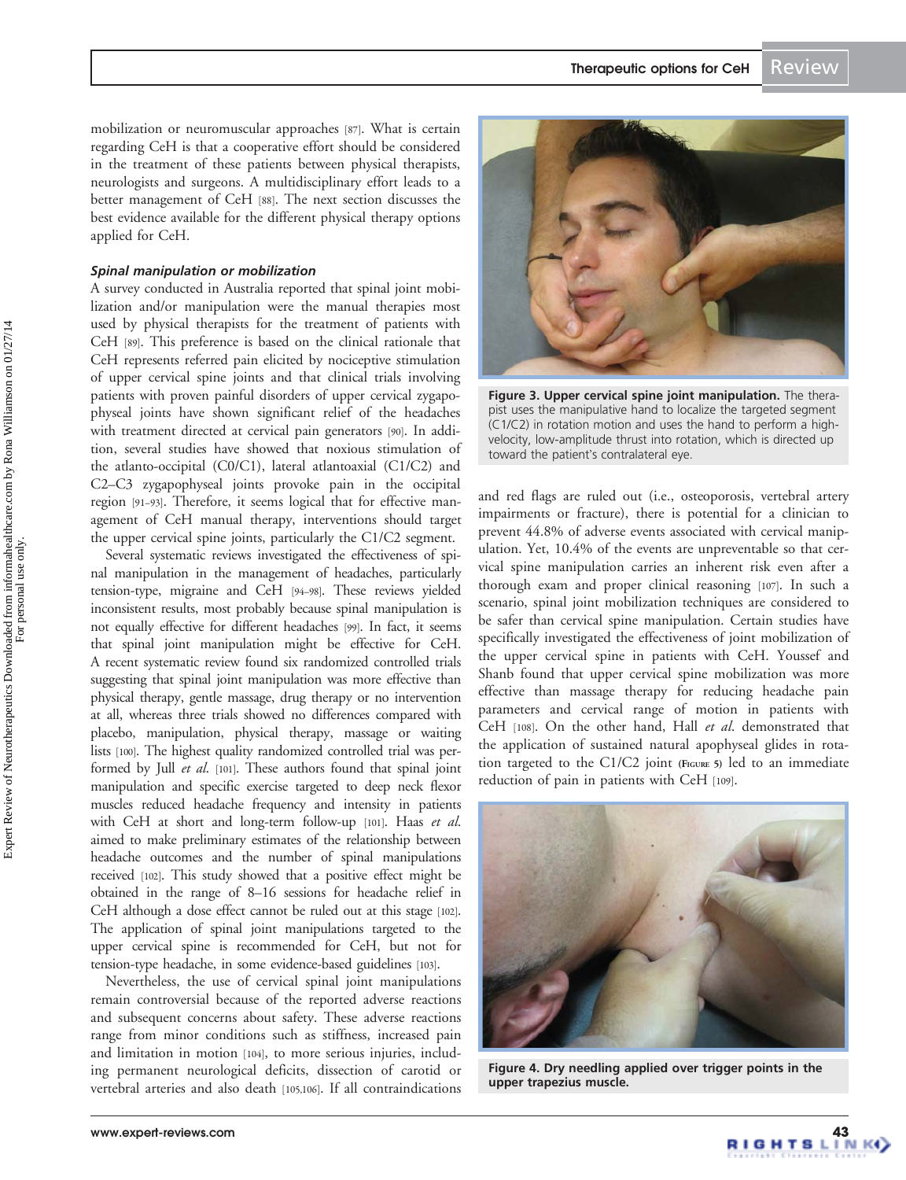mobilization or neuromuscular approaches [87]. What is certain regarding CeH is that a cooperative effort should be considered in the treatment of these patients between physical therapists, neurologists and surgeons. A multidisciplinary effort leads to a better management of CeH [88]. The next section discusses the best evidence available for the different physical therapy options applied for CeH.

### *Spinal manipulation or mobilization*

A survey conducted in Australia reported that spinal joint mobilization and/or manipulation were the manual therapies most used by physical therapists for the treatment of patients with CeH [89]. This preference is based on the clinical rationale that CeH represents referred pain elicited by nociceptive stimulation of upper cervical spine joints and that clinical trials involving patients with proven painful disorders of upper cervical zygapophyseal joints have shown significant relief of the headaches with treatment directed at cervical pain generators [90]. In addition, several studies have showed that noxious stimulation of the atlanto-occipital (C0/C1), lateral atlantoaxial (C1/C2) and C2–C3 zygapophyseal joints provoke pain in the occipital region [91–93]. Therefore, it seems logical that for effective management of CeH manual therapy, interventions should target the upper cervical spine joints, particularly the C1/C2 segment.

Several systematic reviews investigated the effectiveness of spinal manipulation in the management of headaches, particularly tension-type, migraine and CeH [94–98]. These reviews yielded inconsistent results, most probably because spinal manipulation is not equally effective for different headaches [99]. In fact, it seems that spinal joint manipulation might be effective for CeH. A recent systematic review found six randomized controlled trials suggesting that spinal joint manipulation was more effective than physical therapy, gentle massage, drug therapy or no intervention at all, whereas three trials showed no differences compared with placebo, manipulation, physical therapy, massage or waiting lists [100]. The highest quality randomized controlled trial was performed by Jull *et al.* [101]. These authors found that spinal joint manipulation and specific exercise targeted to deep neck flexor muscles reduced headache frequency and intensity in patients with CeH at short and long-term follow-up [101]. Haas *et al.* aimed to make preliminary estimates of the relationship between headache outcomes and the number of spinal manipulations received [102]. This study showed that a positive effect might be obtained in the range of 8–16 sessions for headache relief in CeH although a dose effect cannot be ruled out at this stage [102]. The application of spinal joint manipulations targeted to the upper cervical spine is recommended for CeH, but not for tension-type headache, in some evidence-based guidelines [103].

Nevertheless, the use of cervical spinal joint manipulations remain controversial because of the reported adverse reactions and subsequent concerns about safety. These adverse reactions range from minor conditions such as stiffness, increased pain and limitation in motion [104], to more serious injuries, including permanent neurological deficits, dissection of carotid or vertebral arteries and also death [105,106]. If all contraindications and red flags are ruled out (i.e., osteoporosis, vertebral artery impairments or fracture), there is potential for a clinician to prevent 44.8% of adverse events associated with cervical manipulation. Yet, 10.4% of the events are unpreventable so that cervical spine manipulation carries an inherent risk even after a thorough exam and proper clinical reasoning [107]. In such a scenario, spinal joint mobilization techniques are considered to be safer than cervical spine manipulation. Certain studies have specifically investigated the effectiveness of joint mobilization of the upper cervical spine in patients with CeH. Youssef and Shanb found that upper cervical spine mobilization was more effective than massage therapy for reducing headache pain parameters and cervical range of motion in patients with CeH [108]. On the other hand, Hall *et al.* demonstrated that the application of sustained natural apophyseal glides in rotation targeted to the C1/C2 joint (Figure 5) led to an immediate reduction of pain in patients with CeH [109].

**Figure 3. Upper cervical spine joint manipulation.** The therapist uses the manipulative hand to localize the targeted segment (C1/C2) in rotation motion and uses the hand to perform a high-velocity, low-amplitude thrust into rotation, which is directed up toward the patient's contralateral eye.

**Figure 4. Dry needling applied over trigger points in the upper trapezius muscle.**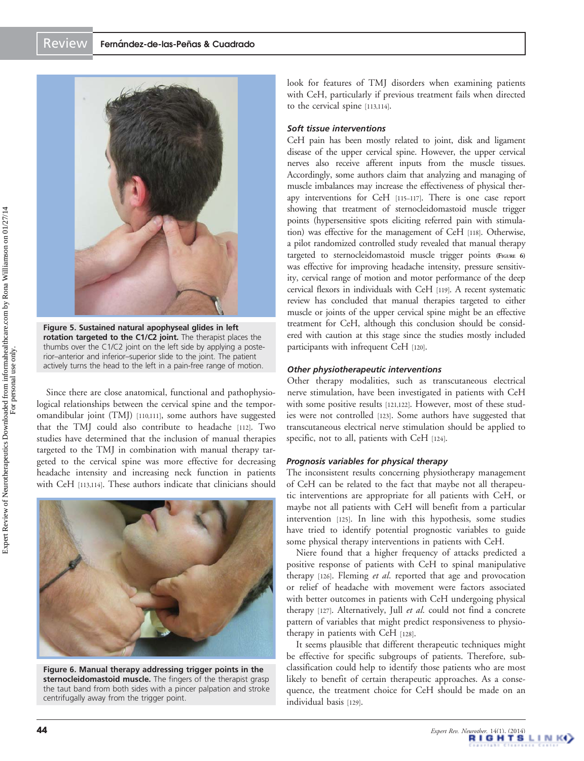**Figure 5. Sustained natural apophyseal glides in left rotation targeted to the C1/C2 joint.** The therapist places the thumbs over the C1/C2 joint on the left side by applying a posterior–anterior and inferior–superior slide to the joint. The patient actively turns the head to the left in a pain-free range of motion.

Since there are close anatomical, functional and pathophysiological relationships between the cervical spine and the temporomandibular joint (TMJ) [110,111], some authors have suggested that the TMJ could also contribute to headache [112]. Two studies have determined that the inclusion of manual therapies targeted to the TMJ in combination with manual therapy targeted to the cervical spine was more effective for decreasing headache intensity and increasing neck function in patients with CeH [113,114]. These authors indicate that clinicians should look for features of TMJ disorders when examining patients with CeH, particularly if previous treatment fails when directed to the cervical spine [113,114].

**Figure 6. Manual therapy addressing trigger points in the sternocleidomastoid muscle.** The fingers of the therapist grasp the taut band from both sides with a pincer palpation and stroke centrifugally away from the trigger point.

### *Soft tissue interventions*

CeH pain has been mostly related to joint, disk and ligament disease of the upper cervical spine. However, the upper cervical nerves also receive afferent inputs from the muscle tissues. Accordingly, some authors claim that analyzing and managing of muscle imbalances may increase the effectiveness of physical therapy interventions for CeH [115–117]. There is one case report showing that treatment of sternocleidomastoid muscle trigger points (hypersensitive spots eliciting referred pain with stimulation) was effective for the management of CeH [118]. Otherwise, a pilot randomized controlled study revealed that manual therapy targeted to sternocleidomastoid muscle trigger points (Figure 6) was effective for improving headache intensity, pressure sensitivity, cervical range of motion and motor performance of the deep cervical flexors in individuals with CeH [119]. A recent systematic review has concluded that manual therapies targeted to either muscle or joints of the upper cervical spine might be an effective treatment for CeH, although this conclusion should be considered with caution at this stage since the studies mostly included participants with infrequent CeH [120].

### *Other physiotherapeutic interventions*

Other therapy modalities, such as transcutaneous electrical nerve stimulation, have been investigated in patients with CeH with some positive results [121,122]. However, most of these studies were not controlled [123]. Some authors have suggested that transcutaneous electrical nerve stimulation should be applied to specific, not to all, patients with CeH [124].

### *Prognosis variables for physical therapy*

The inconsistent results concerning physiotherapy management of CeH can be related to the fact that maybe not all therapeutic interventions are appropriate for all patients with CeH, or maybe not all patients with CeH will benefit from a particular intervention [125]. In line with this hypothesis, some studies have tried to identify potential prognostic variables to guide some physical therapy interventions in patients with CeH.

Niere found that a higher frequency of attacks predicted a positive response of patients with CeH to spinal manipulative therapy [126]. Fleming *et al.* reported that age and provocation or relief of headache with movement were factors associated with better outcomes in patients with CeH undergoing physical therapy [127]. Alternatively, Jull *et al.* could not find a concrete pattern of variables that might predict responsiveness to physiotherapy in patients with CeH [128].

It seems plausible that different therapeutic techniques might be effective for specific subgroups of patients. Therefore, subclassification could help to identify those patients who are most likely to benefit of certain therapeutic approaches. As a consequence, the treatment choice for CeH should be made on an individual basis [129].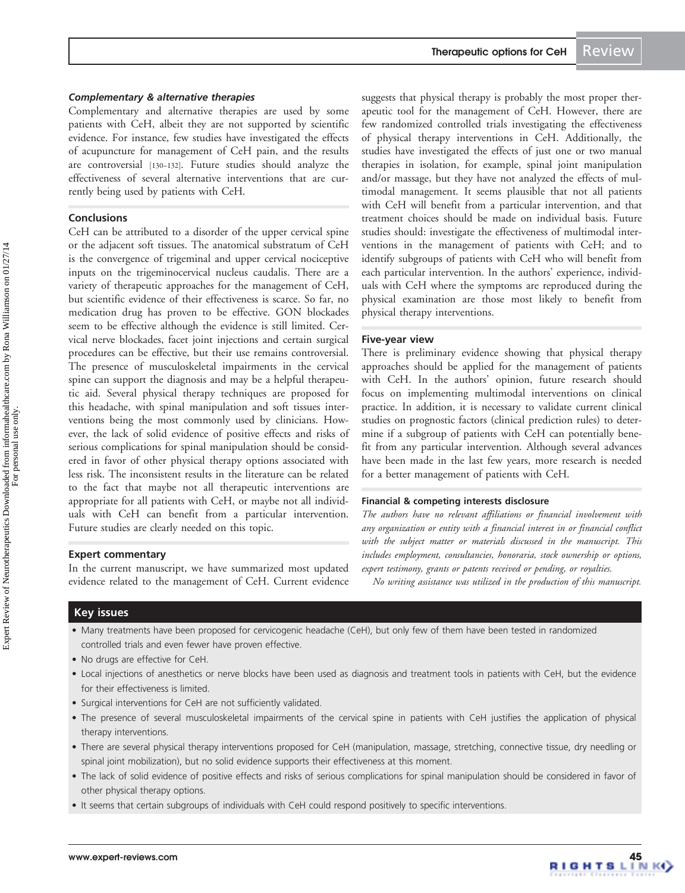### *Complementary & alternative therapies*

Complementary and alternative therapies are used by some patients with CeH, albeit they are not supported by scientific evidence. For instance, few studies have investigated the effects of acupuncture for management of CeH pain, and the results are controversial [130–132]. Future studies should analyze the effectiveness of several alternative interventions that are currently being used by patients with CeH.

## Conclusions

CeH can be attributed to a disorder of the upper cervical spine or the adjacent soft tissues. The anatomical substratum of CeH is the convergence of trigeminal and upper cervical nociceptive inputs on the trigeminocervical nucleus caudalis. There are a variety of therapeutic approaches for the management of CeH, but scientific evidence of their effectiveness is scarce. So far, no medication drug has proven to be effective. GON blockades seem to be effective although the evidence is still limited. Cervical nerve blockades, facet joint injections and certain surgical procedures can be effective, but their use remains controversial. The presence of musculoskeletal impairments in the cervical spine can support the diagnosis and may be a helpful therapeutic aid. Several physical therapy techniques are proposed for this headache, with spinal manipulation and soft tissues interventions being the most commonly used by clinicians. However, the lack of solid evidence of positive effects and risks of serious complications for spinal manipulation should be considered in favor of other physical therapy options associated with less risk. The inconsistent results in the literature can be related to the fact that maybe not all therapeutic interventions are appropriate for all patients with CeH, or maybe not all individuals with CeH can benefit from a particular intervention. Future studies are clearly needed on this topic.

## Expert commentary

In the current manuscript, we have summarized most updated evidence related to the management of CeH. Current evidence suggests that physical therapy is probably the most proper therapeutic tool for the management of CeH. However, there are few randomized controlled trials investigating the effectiveness of physical therapy interventions in CeH. Additionally, the studies have investigated the effects of just one or two manual therapies in isolation, for example, spinal joint manipulation and/or massage, but they have not analyzed the effects of multimodal management. It seems plausible that not all patients with CeH will benefit from a particular intervention, and that treatment choices should be made on individual basis. Future studies should: investigate the effectiveness of multimodal interventions in the management of patients with CeH; and to identify subgroups of patients with CeH who will benefit from each particular intervention. In the authors' experience, individuals with CeH where the symptoms are reproduced during the physical examination are those most likely to benefit from physical therapy interventions.

## Five-year view

There is preliminary evidence showing that physical therapy approaches should be applied for the management of patients with CeH. In the authors' opinion, future research should focus on implementing multimodal interventions on clinical practice. In addition, it is necessary to validate current clinical studies on prognostic factors (clinical prediction rules) to determine if a subgroup of patients with CeH can potentially benefit from any particular intervention. Although several advances have been made in the last few years, more research is needed for a better management of patients with CeH.

### Financial & competing interests disclosure

*The authors have no relevant affiliations or financial involvement with any organization or entity with a financial interest in or financial conflict with the subject matter or materials discussed in the manuscript. This includes employment, consultancies, honoraria, stock ownership or options, expert testimony, grants or patents received or pending, or royalties.*

*No writing assistance was utilized in the production of this manuscript.*

## Key issues

- Many treatments have been proposed for cervicogenic headache (CeH), but only few of them have been tested in randomized controlled trials and even fewer have proven effective.
- No drugs are effective for CeH.
- Local injections of anesthetics or nerve blocks have been used as diagnosis and treatment tools in patients with CeH, but the evidence for their effectiveness is limited.
- Surgical interventions for CeH are not sufficiently validated.
- The presence of several musculoskeletal impairments of the cervical spine in patients with CeH justifies the application of physical therapy interventions.
- There are several physical therapy interventions proposed for CeH (manipulation, massage, stretching, connective tissue, dry needling or spinal joint mobilization), but no solid evidence supports their effectiveness at this moment.
- The lack of solid evidence of positive effects and risks of serious complications for spinal manipulation should be considered in favor of other physical therapy options.
- It seems that certain subgroups of individuals with CeH could respond positively to specific interventions.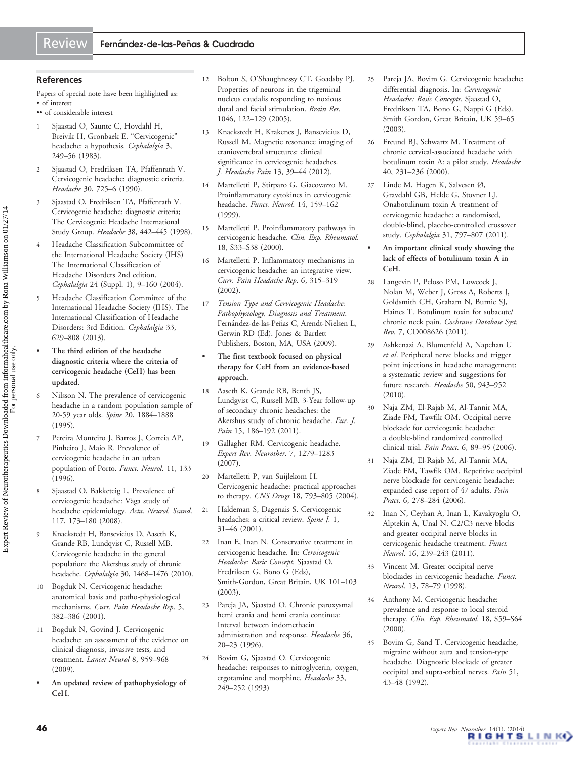## References

Papers of special note have been highlighted as:
• of interest
•• of considerable interest

1. Sjaastad O, Saunte C, Hovdahl H, Breivik H, Gronbaek E. "Cervicogenic" headache: a hypothesis. *Cephalalgia* 3, 249–56 (1983).
2. Sjaastad O, Fredriksen TA, Pfaffenrath V. Cervicogenic headache: diagnostic criteria. *Headache* 30, 725–6 (1990).
3. Sjaastad O, Fredriksen TA, Pfaffenrath V. Cervicogenic headache: diagnostic criteria; The Cervicogenic Headache International Study Group. *Headache* 38, 442–445 (1998).
4. Headache Classification Subcommittee of the International Headache Society (IHS) The International Classification of Headache Disorders 2nd edition. *Cephalalgia* 24 (Suppl. 1), 9–160 (2004).
5. Headache Classification Committee of the International Headache Society (IHS). The International Classification of Headache Disorders: 3rd Edition. *Cephalalgia* 33, 629–808 (2013).
   - **The third edition of the headache diagnostic criteria where the criteria of cervicogenic headache (CeH) has been updated.**
6. Nilsson N. The prevalence of cervicogenic headache in a random population sample of 20-59 year olds. *Spine* 20, 1884–1888 (1995).
7. Pereira Monteiro J, Barros J, Correia AP, Pinheiro J, Maio R. Prevalence of cervicogenic headache in an urban population of Porto. *Funct. Neurol*. 11, 133 (1996).
8. Sjaastad O, Bakketeig L. Prevalence of cervicogenic headache: Väga study of headache epidemiology. *Acta. Neurol. Scand*. 117, 173–180 (2008).
9. Knackstedt H, Bansevicius D, Aaseth K, Grande RB, Lundqvist C, Russell MB. Cervicogenic headache in the general population: the Akershus study of chronic headache. *Cephalalgia* 30, 1468–1476 (2010).
10. Bogduk N. Cervicogenic headache: anatomical basis and patho-physiological mechanisms. *Curr. Pain Headache Rep*. 5, 382–386 (2001).
11. Bogduk N, Govind J. Cervicogenic headache: an assessment of the evidence on clinical diagnosis, invasive tests, and treatment. *Lancet Neurol* 8, 959–968 (2009).
    - **An updated review of pathophysiology of CeH.**
12. Bolton S, O'Shaughnessy CT, Goadsby PJ. Properties of neurons in the trigeminal nucleus caudalis responding to noxious dural and facial stimulation. *Brain Res*. 1046, 122–129 (2005).
13. Knackstedt H, Krakenes J, Bansevicius D, Russell M. Magnetic resonance imaging of craniovertebral structures: clinical significance in cervicogenic headaches. *J. Headache Pain* 13, 39–44 (2012).
14. Martelletti P, Stirparo G, Giacovazzo M. Proinflammatory cytokines in cervicogenic headache. *Funct. Neurol*. 14, 159–162 (1999).
15. Martelletti P. Proinflammatory pathways in cervicogenic headache. *Clin. Exp. Rheumatol*. 18, S33–S38 (2000).
16. Martelletti P. Inflammatory mechanisms in cervicogenic headache: an integrative view. *Curr. Pain Headache Rep*. 6, 315–319 (2002).
17. *Tension Type and Cervicogenic Headache: Pathophysiology, Diagnosis and Treatment*. Fernández-de-las-Peñas C, Arendt-Nielsen L, Gerwin RD (Ed). Jones & Bartlett Publishers, Boston, MA, USA (2009).
    - **The first textbook focused on physical therapy for CeH from an evidence-based approach.**
18. Aaseth K, Grande RB, Benth JS, Lundqvist C, Russell MB. 3-Year follow-up of secondary chronic headaches: the Akershus study of chronic headache. *Eur. J. Pain* 15, 186–192 (2011).
19. Gallagher RM. Cervicogenic headache. *Expert Rev. Neurother*. 7, 1279–1283 (2007).
20. Martelletti P, van Suijlekom H. Cervicogenic headache: practical approaches to therapy. *CNS Drugs* 18, 793–805 (2004).
21. Haldeman S, Dagenais S. Cervicogenic headaches: a critical review. *Spine J*. 1, 31–46 (2001).
22. Inan E, Inan N. Conservative treatment in cervicogenic headache. In: *Cervicogenic Headache: Basic Concept*. Sjaastad O, Fredriksen G, Bono G (Eds), Smith-Gordon, Great Britain, UK 101–103 (2003).
23. Pareja JA, Sjaastad O. Chronic paroxysmal hemi crania and hemi crania continua: Interval between indomethacin administration and response. *Headache* 36, 20–23 (1996).
24. Bovim G, Sjaastad O. Cervicogenic headache: responses to nitroglycerin, oxygen, ergotamine and morphine. *Headache* 33, 249–252 (1993)
25. Pareja JA, Bovim G. Cervicogenic headache: differential diagnosis. In: *Cervicogenic Headache: Basic Concepts*. Sjaastad O, Fredriksen TA, Bono G, Nappi G (Eds). Smith Gordon, Great Britain, UK 59–65 (2003).
26. Freund BJ, Schwartz M. Treatment of chronic cervical-associated headache with botulinum toxin A: a pilot study. *Headache* 40, 231–236 (2000).
27. Linde M, Hagen K, Salvesen Ø, Gravdahl GB, Helde G, Stovner LJ. Onabotulinum toxin A treatment of cervicogenic headache: a randomised, double-blind, placebo-controlled crossover study. *Cephalalgia* 31, 797–807 (2011).
    - **An important clinical study showing the lack of effects of botulinum toxin A in CeH.**
28. Langevin P, Peloso PM, Lowcock J, Nolan M, Weber J, Gross A, Roberts J, Goldsmith CH, Graham N, Burnie SJ, Haines T. Botulinum toxin for subacute/chronic neck pain. *Cochrane Database Syst. Rev*. 7, CD008626 (2011).
29. Ashkenazi A, Blumenfeld A, Napchan U *et al*. Peripheral nerve blocks and trigger point injections in headache management: a systematic review and suggestions for future research. *Headache* 50, 943–952 (2010).
30. Naja ZM, El-Rajab M, Al-Tannir MA, Ziade FM, Tawfik OM. Occipital nerve blockade for cervicogenic headache: a double-blind randomized controlled clinical trial. *Pain Pract*. 6, 89–95 (2006).
31. Naja ZM, El-Rajab M, Al-Tannir MA, Ziade FM, Tawfik OM. Repetitive occipital nerve blockade for cervicogenic headache: expanded case report of 47 adults. *Pain Pract*. 6, 278–284 (2006).
32. Inan N, Ceyhan A, Inan L, Kavakyoglu O, Alptekin A, Unal N. C2/C3 nerve blocks and greater occipital nerve blocks in cervicogenic headache treatment. *Funct. Neurol*. 16, 239–243 (2011).
33. Vincent M. Greater occipital nerve blockades in cervicogenic headache. *Funct. Neurol*. 13, 78–79 (1998).
34. Anthony M. Cervicogenic headache: prevalence and response to local steroid therapy. *Clin. Exp. Rheumatol*. 18, S59–S64 (2000).
35. Bovim G, Sand T. Cervicogenic headache, migraine without aura and tension-type headache. Diagnostic blockade of greater occipital and supra-orbital nerves. *Pain* 51, 43–48 (1992).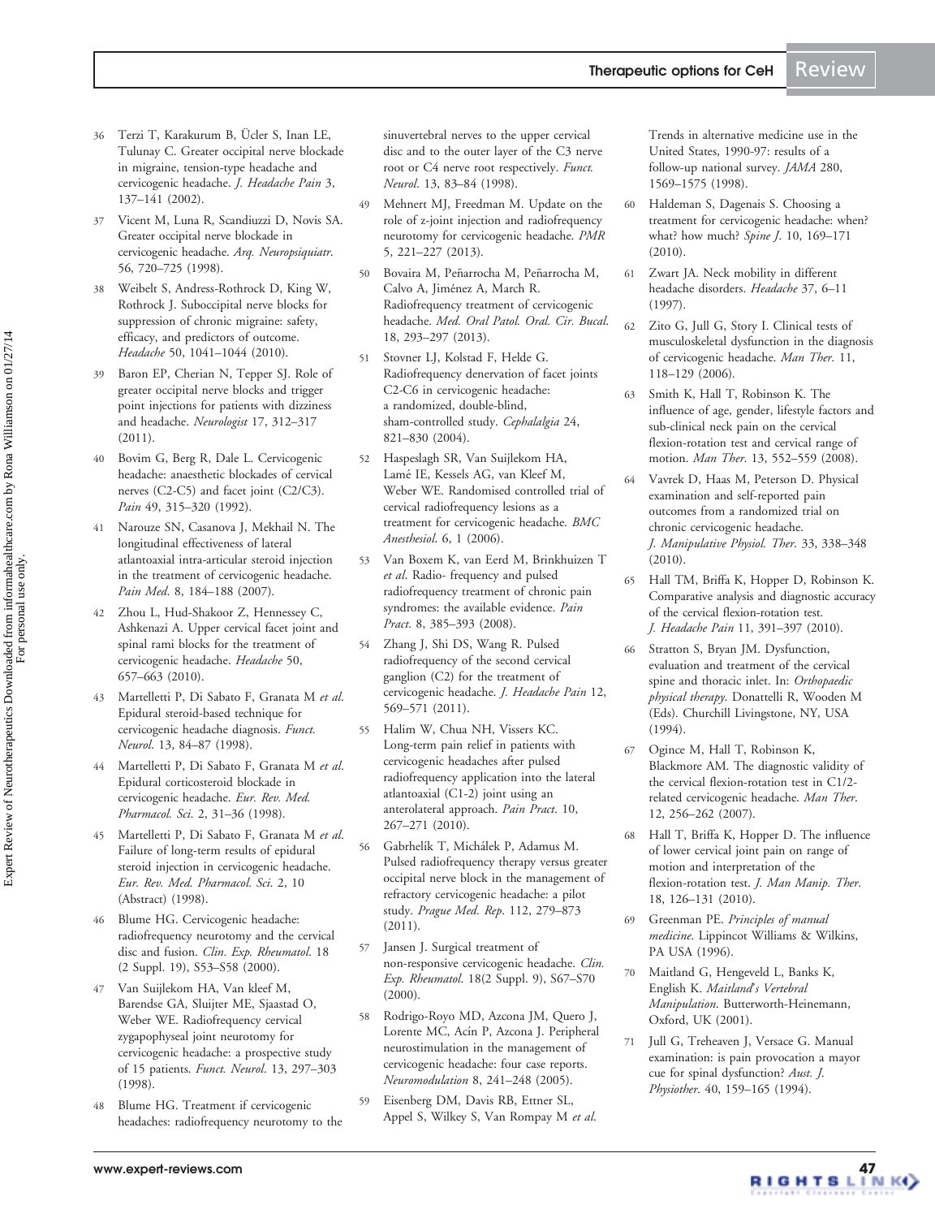36. Terzi T, Karakurum B, Üçler S, Inan LE, Tulunay C. Greater occipital nerve blockade in migraine, tension-type headache and cervicogenic headache. *J. Headache Pain* 3, 137–141 (2002).
37. Vicent M, Luna R, Scandiuzzi D, Novis SA. Greater occipital nerve blockade in cervicogenic headache. *Arq. Neuropsiquiatr.* 56, 720–725 (1998).
38. Weibelt S, Andress-Rothrock D, King W, Rothrock J. Suboccipital nerve blocks for suppression of chronic migraine: safety, efficacy, and predictors of outcome. *Headache* 50, 1041–1044 (2010).
39. Baron EP, Cherian N, Tepper SJ. Role of greater occipital nerve blocks and trigger point injections for patients with dizziness and headache. *Neurologist* 17, 312–317 (2011).
40. Bovim G, Berg R, Dale L. Cervicogenic headache: anaesthetic blockades of cervical nerves (C2-C5) and facet joint (C2/C3). *Pain* 49, 315–320 (1992).
41. Narouze SN, Casanova J, Mekhail N. The longitudinal effectiveness of lateral atlantoaxial intra-articular steroid injection in the treatment of cervicogenic headache. *Pain Med.* 8, 184–188 (2007).
42. Zhou L, Hud-Shakoor Z, Hennessey C, Ashkenazi A. Upper cervical facet joint and spinal rami blocks for the treatment of cervicogenic headache. *Headache* 50, 657–663 (2010).
43. Martelletti P, Di Sabato F, Granata M *et al.* Epidural steroid-based technique for cervicogenic headache diagnosis. *Funct. Neurol.* 13, 84–87 (1998).
44. Martelletti P, Di Sabato F, Granata M *et al.* Epidural corticosteroid blockade in cervicogenic headache. *Eur. Rev. Med. Pharmacol. Sci.* 2, 31–36 (1998).
45. Martelletti P, Di Sabato F, Granata M *et al.* Failure of long-term results of epidural steroid injection in cervicogenic headache. *Eur. Rev. Med. Pharmacol. Sci.* 2, 10 (Abstract) (1998).
46. Blume HG. Cervicogenic headache: radiofrequency neurotomy and the cervical disc and fusion. *Clin. Exp. Rheumatol.* 18 (2 Suppl. 19), S53–S58 (2000).
47. Van Suijlekom HA, Van kleef M, Barendse GA, Sluijter ME, Sjaastad O, Weber WE. Radiofrequency cervical zygapophyseal joint neurotomy for cervicogenic headache: a prospective study of 15 patients. *Funct. Neurol.* 13, 297–303 (1998).
48. Blume HG. Treatment if cervicogenic headaches: radiofrequency neurotomy to the sinuvertebral nerves to the upper cervical disc and to the outer layer of the C3 nerve root or C4 nerve root respectively. *Funct. Neurol.* 13, 83–84 (1998).
49. Mehnert MJ, Freedman M. Update on the role of z-joint injection and radiofrequency neurotomy for cervicogenic headache. *PMR* 5, 221–227 (2013).
50. Bovaira M, Peñarrocha M, Peñarrocha M, Calvo A, Jiménez A, March R. Radiofrequency treatment of cervicogenic headache. *Med. Oral Patol. Oral. Cir. Bucal.* 18, 293–297 (2013).
51. Stovner LJ, Kolstad F, Helde G. Radiofrequency denervation of facet joints C2-C6 in cervicogenic headache: a randomized, double-blind, sham-controlled study. *Cephalalgia* 24, 821–830 (2004).
52. Haspeslagh SR, Van Suijlekom HA, Lamé IE, Kessels AG, van Kleef M, Weber WE. Randomised controlled trial of cervical radiofrequency lesions as a treatment for cervicogenic headache. *BMC Anesthesiol.* 6, 1 (2006).
53. Van Boxem K, van Eerd M, Brinkhuizen T *et al.* Radio- frequency and pulsed radiofrequency treatment of chronic pain syndromes: the available evidence. *Pain Pract.* 8, 385–393 (2008).
54. Zhang J, Shi DS, Wang R. Pulsed radiofrequency of the second cervical ganglion (C2) for the treatment of cervicogenic headache. *J. Headache Pain* 12, 569–571 (2011).
55. Halim W, Chua NH, Vissers KC. Long-term pain relief in patients with cervicogenic headaches after pulsed radiofrequency application into the lateral atlantoaxial (C1-2) joint using an anterolateral approach. *Pain Pract.* 10, 267–271 (2010).
56. Gabrhelík T, Michálek P, Adamus M. Pulsed radiofrequency therapy versus greater occipital nerve block in the management of refractory cervicogenic headache: a pilot study. *Prague Med. Rep.* 112, 279–873 (2011).
57. Jansen J. Surgical treatment of non-responsive cervicogenic headache. *Clin. Exp. Rheumatol.* 18(2 Suppl. 9), S67–S70 (2000).
58. Rodrigo-Royo MD, Azcona JM, Quero J, Lorente MC, Acín P, Azcona J. Peripheral neurostimulation in the management of cervicogenic headache: four case reports. *Neuromodulation* 8, 241–248 (2005).
59. Eisenberg DM, Davis RB, Ettner SL, Appel S, Wilkey S, Van Rompay M *et al.* Trends in alternative medicine use in the United States, 1990-97: results of a follow-up national survey. *JAMA* 280, 1569–1575 (1998).
60. Haldeman S, Dagenais S. Choosing a treatment for cervicogenic headache: when? what? how much? *Spine J.* 10, 169–171 (2010).
61. Zwart JA. Neck mobility in different headache disorders. *Headache* 37, 6–11 (1997).
62. Zito G, Jull G, Story I. Clinical tests of musculoskeletal dysfunction in the diagnosis of cervicogenic headache. *Man Ther.* 11, 118–129 (2006).
63. Smith K, Hall T, Robinson K. The influence of age, gender, lifestyle factors and sub-clinical neck pain on the cervical flexion-rotation test and cervical range of motion. *Man Ther.* 13, 552–559 (2008).
64. Vavrek D, Haas M, Peterson D. Physical examination and self-reported pain outcomes from a randomized trial on chronic cervicogenic headache. *J. Manipulative Physiol. Ther.* 33, 338–348 (2010).
65. Hall TM, Briffa K, Hopper D, Robinson K. Comparative analysis and diagnostic accuracy of the cervical flexion-rotation test. *J. Headache Pain* 11, 391–397 (2010).
66. Stratton S, Bryan JM. Dysfunction, evaluation and treatment of the cervical spine and thoracic inlet. In: *Orthopaedic physical therapy*. Donattelli R, Wooden M (Eds). Churchill Livingstone, NY, USA (1994).
67. Ogince M, Hall T, Robinson K, Blackmore AM. The diagnostic validity of the cervical flexion-rotation test in C1/2-related cervicogenic headache. *Man Ther.* 12, 256–262 (2007).
68. Hall T, Briffa K, Hopper D. The influence of lower cervical joint pain on range of motion and interpretation of the flexion-rotation test. *J. Man Manip. Ther.* 18, 126–131 (2010).
69. Greenman PE. *Principles of manual medicine*. Lippincot Williams & Wilkins, PA USA (1996).
70. Maitland G, Hengeveld L, Banks K, English K. *Maitland's Vertebral Manipulation*. Butterworth-Heinemann, Oxford, UK (2001).
71. Jull G, Treheaven J, Versace G. Manual examination: is pain provocation a mayor cue for spinal dysfunction? *Aust. J. Physiother.* 40, 159–165 (1994).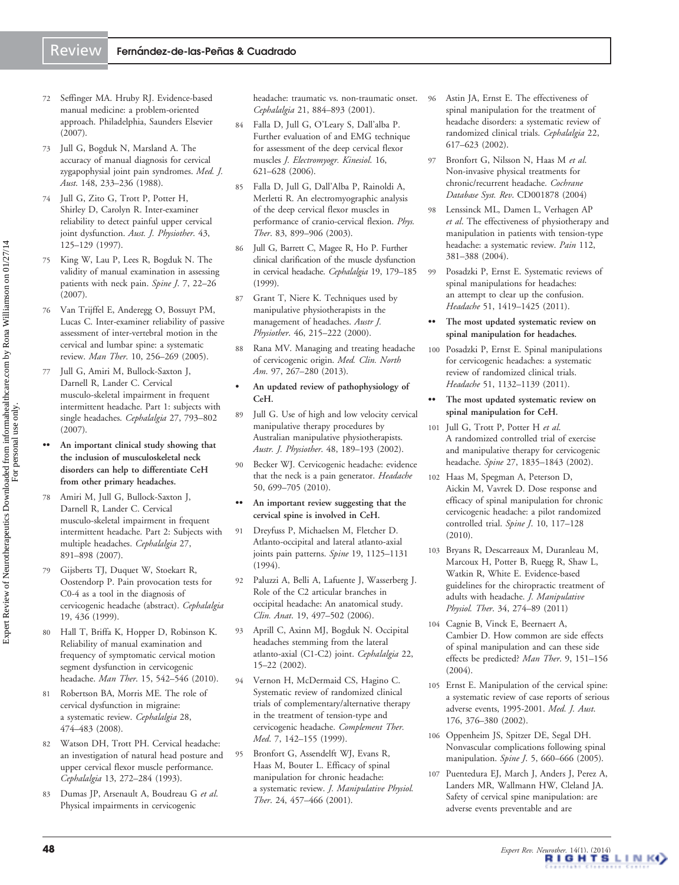72 Seffinger MA. Hruby RJ. Evidence-based manual medicine: a problem-oriented approach. Philadelphia, Saunders Elsevier (2007).

73 Jull G, Bogduk N, Marsland A. The accuracy of manual diagnosis for cervical zygapophysial joint pain syndromes. *Med. J. Aust.* 148, 233–236 (1988).

74 Jull G, Zito G, Trott P, Potter H, Shirley D, Carolyn R. Inter-examiner reliability to detect painful upper cervical joint dysfunction. *Aust. J. Physiother.* 43, 125–129 (1997).

75 King W, Lau P, Lees R, Bogduk N. The validity of manual examination in assessing patients with neck pain. *Spine J.* 7, 22–26 (2007).

76 Van Trijffel E, Anderegg O, Bossuyt PM, Lucas C. Inter-examiner reliability of passive assessment of inter-vertebral motion in the cervical and lumbar spine: a systematic review. *Man Ther.* 10, 256–269 (2005).

77 Jull G, Amiri M, Bullock-Saxton J, Darnell R, Lander C. Cervical musculo-skeletal impairment in frequent intermittent headache. Part 1: subjects with single headaches. *Cephalalgia* 27, 793–802 (2007).

•• **An important clinical study showing that the inclusion of musculoskeletal neck disorders can help to differentiate CeH from other primary headaches.**

78 Amiri M, Jull G, Bullock-Saxton J, Darnell R, Lander C. Cervical musculo-skeletal impairment in frequent intermittent headache. Part 2: Subjects with multiple headaches. *Cephalalgia* 27, 891–898 (2007).

79 Gijsberts TJ, Duquet W, Stoekart R, Oostendorp P. Pain provocation tests for C0-4 as a tool in the diagnosis of cervicogenic headache (abstract). *Cephalalgia* 19, 436 (1999).

80 Hall T, Briffa K, Hopper D, Robinson K. Reliability of manual examination and frequency of symptomatic cervical motion segment dysfunction in cervicogenic headache. *Man Ther.* 15, 542–546 (2010).

81 Robertson BA, Morris ME. The role of cervical dysfunction in migraine: a systematic review. *Cephalalgia* 28, 474–483 (2008).

82 Watson DH, Trott PH. Cervical headache: an investigation of natural head posture and upper cervical flexor muscle performance. *Cephalalgia* 13, 272–284 (1993).

83 Dumas JP, Arsenault A, Boudreau G *et al.* Physical impairments in cervicogenic headache: traumatic vs. non-traumatic onset. *Cephalalgia* 21, 884–893 (2001).

84 Falla D, Jull G, O'Leary S, Dall'alba P. Further evaluation of and EMG technique for assessment of the deep cervical flexor muscles *J. Electromyogr. Kinesiol.* 16, 621–628 (2006).

85 Falla D, Jull G, Dall'Alba P, Rainoldi A, Merletti R. An electromyographic analysis of the deep cervical flexor muscles in performance of cranio-cervical flexion. *Phys. Ther.* 83, 899–906 (2003).

86 Jull G, Barrett C, Magee R, Ho P. Further clinical clarification of the muscle dysfunction in cervical headache. *Cephalalgia* 19, 179–185 (1999).

87 Grant T, Niere K. Techniques used by manipulative physiotherapists in the management of headaches. *Austr J. Physiother.* 46, 215–222 (2000).

88 Rana MV. Managing and treating headache of cervicogenic origin. *Med. Clin. North Am.* 97, 267–280 (2013).

• **An updated review of pathophysiology of CeH.**

89 Jull G. Use of high and low velocity cervical manipulative therapy procedures by Australian manipulative physiotherapists. *Austr. J. Physiother.* 48, 189–193 (2002).

90 Becker WJ. Cervicogenic headache: evidence that the neck is a pain generator. *Headache* 50, 699–705 (2010).

•• **An important review suggesting that the cervical spine is involved in CeH.**

91 Dreyfuss P, Michaelsen M, Fletcher D. Atlanto-occipital and lateral atlanto-axial joints pain patterns. *Spine* 19, 1125–1131 (1994).

92 Paluzzi A, Belli A, Lafuente J, Wasserberg J. Role of the C2 articular branches in occipital headache: An anatomical study. *Clin. Anat.* 19, 497–502 (2006).

93 Aprill C, Axinn MJ, Bogduk N. Occipital headaches stemming from the lateral atlanto-axial (C1-C2) joint. *Cephalalgia* 22, 15–22 (2002).

94 Vernon H, McDermaid CS, Hagino C. Systematic review of randomized clinical trials of complementary/alternative therapy in the treatment of tension-type and cervicogenic headache. *Complement Ther. Med.* 7, 142–155 (1999).

95 Bronfort G, Assendelft WJ, Evans R, Haas M, Bouter L. Efficacy of spinal manipulation for chronic headache: a systematic review. *J. Manipulative Physiol. Ther.* 24, 457–466 (2001).

96 Astin JA, Ernst E. The effectiveness of spinal manipulation for the treatment of headache disorders: a systematic review of randomized clinical trials. *Cephalalgia* 22, 617–623 (2002).

97 Bronfort G, Nilsson N, Haas M *et al.* Non-invasive physical treatments for chronic/recurrent headache. *Cochrane Database Syst. Rev.* CD001878 (2004)

98 Lenssinck ML, Damen L, Verhagen AP *et al.* The effectiveness of physiotherapy and manipulation in patients with tension-type headache: a systematic review. *Pain* 112, 381–388 (2004).

99 Posadzki P, Ernst E. Systematic reviews of spinal manipulations for headaches: an attempt to clear up the confusion. *Headache* 51, 1419–1425 (2011).

•• **The most updated systematic review on spinal manipulation for headaches.**

100 Posadzki P, Ernst E. Spinal manipulations for cervicogenic headaches: a systematic review of randomized clinical trials. *Headache* 51, 1132–1139 (2011).

•• **The most updated systematic review on spinal manipulation for CeH.**

101 Jull G, Trott P, Potter H *et al.* A randomized controlled trial of exercise and manipulative therapy for cervicogenic headache. *Spine* 27, 1835–1843 (2002).

102 Haas M, Spegman A, Peterson D, Aickin M, Vavrek D. Dose response and efficacy of spinal manipulation for chronic cervicogenic headache: a pilot randomized controlled trial. *Spine J.* 10, 117–128 (2010).

103 Bryans R, Descarreaux M, Duranleau M, Marcoux H, Potter B, Ruegg R, Shaw L, Watkin R, White E. Evidence-based guidelines for the chiropractic treatment of adults with headache. *J. Manipulative Physiol. Ther.* 34, 274–89 (2011)

104 Cagnie B, Vinck E, Beernaert A, Cambier D. How common are side effects of spinal manipulation and can these side effects be predicted? *Man Ther.* 9, 151–156 (2004).

105 Ernst E. Manipulation of the cervical spine: a systematic review of case reports of serious adverse events, 1995-2001. *Med. J. Aust.* 176, 376–380 (2002).

106 Oppenheim JS, Spitzer DE, Segal DH. Nonvascular complications following spinal manipulation. *Spine J.* 5, 660–666 (2005).

107 Puentedura EJ, March J, Anders J, Perez A, Landers MR, Wallmann HW, Cleland JA. Safety of cervical spine manipulation: are adverse events preventable and are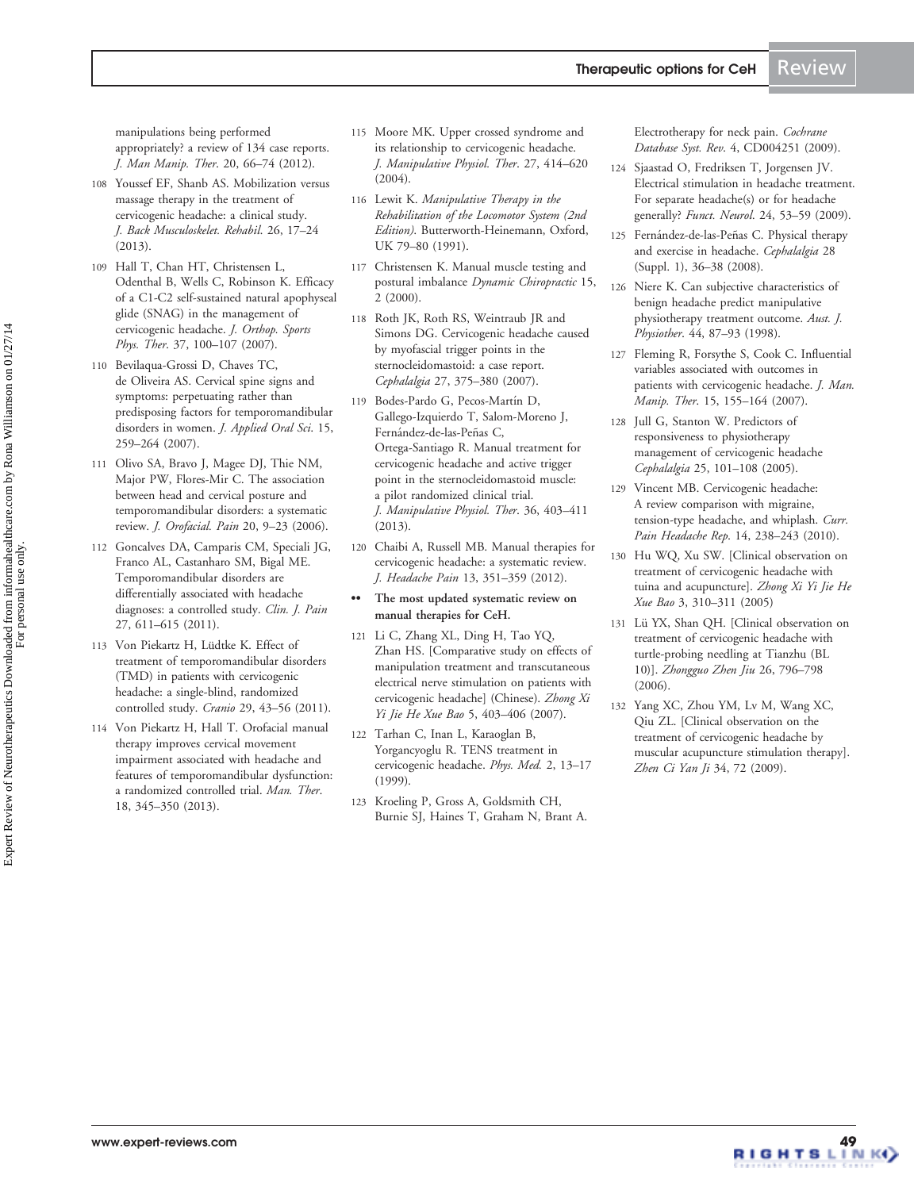manipulations being performed appropriately? a review of 134 case reports. *J. Man Manip. Ther.* 20, 66–74 (2012).

108 Youssef EF, Shanb AS. Mobilization versus massage therapy in the treatment of cervicogenic headache: a clinical study. *J. Back Musculoskelet. Rehabil.* 26, 17–24 (2013).

109 Hall T, Chan HT, Christensen L, Odenthal B, Wells C, Robinson K. Efficacy of a C1-C2 self-sustained natural apophyseal glide (SNAG) in the management of cervicogenic headache. *J. Orthop. Sports Phys. Ther.* 37, 100–107 (2007).

110 Bevilaqua-Grossi D, Chaves TC, de Oliveira AS. Cervical spine signs and symptoms: perpetuating rather than predisposing factors for temporomandibular disorders in women. *J. Applied Oral Sci.* 15, 259–264 (2007).

111 Olivo SA, Bravo J, Magee DJ, Thie NM, Major PW, Flores-Mir C. The association between head and cervical posture and temporomandibular disorders: a systematic review. *J. Orofacial. Pain* 20, 9–23 (2006).

112 Goncalves DA, Camparis CM, Speciali JG, Franco AL, Castanharo SM, Bigal ME. Temporomandibular disorders are differentially associated with headache diagnoses: a controlled study. *Clin. J. Pain* 27, 611–615 (2011).

113 Von Piekartz H, Lüdtke K. Effect of treatment of temporomandibular disorders (TMD) in patients with cervicogenic headache: a single-blind, randomized controlled study. *Cranio* 29, 43–56 (2011).

114 Von Piekartz H, Hall T. Orofacial manual therapy improves cervical movement impairment associated with headache and features of temporomandibular dysfunction: a randomized controlled trial. *Man. Ther.* 18, 345–350 (2013).

115 Moore MK. Upper crossed syndrome and its relationship to cervicogenic headache. *J. Manipulative Physiol. Ther.* 27, 414–620 (2004).

116 Lewit K. *Manipulative Therapy in the Rehabilitation of the Locomotor System (2nd Edition).* Butterworth-Heinemann, Oxford, UK 79–80 (1991).

117 Christensen K. Manual muscle testing and postural imbalance *Dynamic Chiropractic* 15, 2 (2000).

118 Roth JK, Roth RS, Weintraub JR and Simons DG. Cervicogenic headache caused by myofascial trigger points in the sternocleidomastoid: a case report. *Cephalalgia* 27, 375–380 (2007).

119 Bodes-Pardo G, Pecos-Martín D, Gallego-Izquierdo T, Salom-Moreno J, Fernández-de-las-Peñas C, Ortega-Santiago R. Manual treatment for cervicogenic headache and active trigger point in the sternocleidomastoid muscle: a pilot randomized clinical trial. *J. Manipulative Physiol. Ther.* 36, 403–411 (2013).

120 Chaibi A, Russell MB. Manual therapies for cervicogenic headache: a systematic review. *J. Headache Pain* 13, 351–359 (2012).

•• **The most updated systematic review on manual therapies for CeH.**

121 Li C, Zhang XL, Ding H, Tao YQ, Zhan HS. [Comparative study on effects of manipulation treatment and transcutaneous electrical nerve stimulation on patients with cervicogenic headache] (Chinese). *Zhong Xi Yi Jie He Xue Bao* 5, 403–406 (2007).

122 Tarhan C, Inan L, Karaoglan B, Yorgancyoglu R. TENS treatment in cervicogenic headache. *Phys. Med.* 2, 13–17 (1999).

123 Kroeling P, Gross A, Goldsmith CH, Burnie SJ, Haines T, Graham N, Brant A. Electrotherapy for neck pain. *Cochrane Database Syst. Rev.* 4, CD004251 (2009).

124 Sjaastad O, Fredriksen T, Jorgensen JV. Electrical stimulation in headache treatment. For separate headache(s) or for headache generally? *Funct. Neurol.* 24, 53–59 (2009).

125 Fernández-de-las-Peñas C. Physical therapy and exercise in headache. *Cephalalgia* 28 (Suppl. 1), 36–38 (2008).

126 Niere K. Can subjective characteristics of benign headache predict manipulative physiotherapy treatment outcome. *Aust. J. Physiother.* 44, 87–93 (1998).

127 Fleming R, Forsythe S, Cook C. Influential variables associated with outcomes in patients with cervicogenic headache. *J. Man. Manip. Ther.* 15, 155–164 (2007).

128 Jull G, Stanton W. Predictors of responsiveness to physiotherapy management of cervicogenic headache *Cephalalgia* 25, 101–108 (2005).

129 Vincent MB. Cervicogenic headache: A review comparison with migraine, tension-type headache, and whiplash. *Curr. Pain Headache Rep.* 14, 238–243 (2010).

130 Hu WQ, Xu SW. [Clinical observation on treatment of cervicogenic headache with tuina and acupuncture]. *Zhong Xi Yi Jie He Xue Bao* 3, 310–311 (2005)

131 Lü YX, Shan QH. [Clinical observation on treatment of cervicogenic headache with turtle-probing needling at Tianzhu (BL 10)]. *Zhongguo Zhen Jiu* 26, 796–798 (2006).

132 Yang XC, Zhou YM, Lv M, Wang XC, Qiu ZL. [Clinical observation on the treatment of cervicogenic headache by muscular acupuncture stimulation therapy]. *Zhen Ci Yan Ji* 34, 72 (2009).